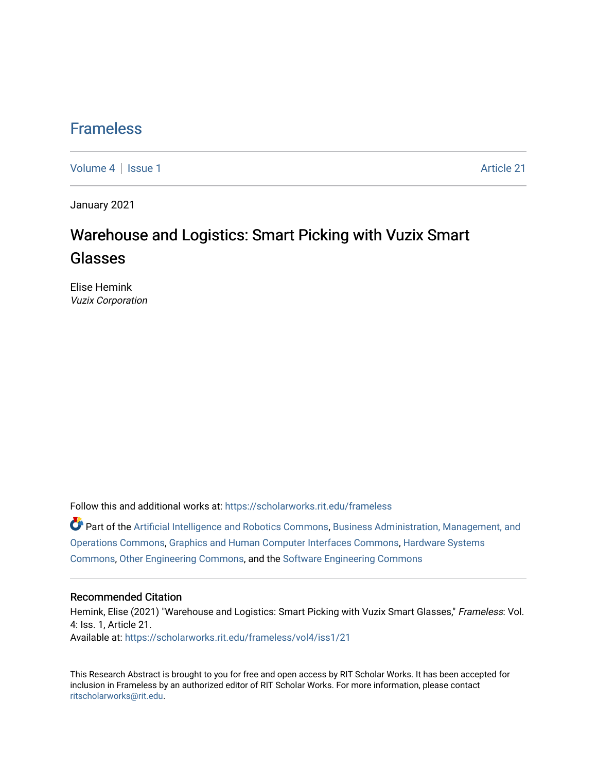# Frameless

Volume 4 | Issue 1 Article 21

January 2021

## Warehouse and Logistics: Smart Picking with Vuzix Smart Glasses

Elise Hemink
*Vuzix Corporation*

Follow this and additional works at: https://scholarworks.rit.edu/frameless

Part of the Artificial Intelligence and Robotics Commons, Business Administration, Management, and Operations Commons, Graphics and Human Computer Interfaces Commons, Hardware Systems Commons, Other Engineering Commons, and the Software Engineering Commons

### Recommended Citation

Hemink, Elise (2021) "Warehouse and Logistics: Smart Picking with Vuzix Smart Glasses," *Frameless*: Vol. 4: Iss. 1, Article 21.
Available at: https://scholarworks.rit.edu/frameless/vol4/iss1/21

This Research Abstract is brought to you for free and open access by RIT Scholar Works. It has been accepted for inclusion in Frameless by an authorized editor of RIT Scholar Works. For more information, please contact ritscholarworks@rit.edu.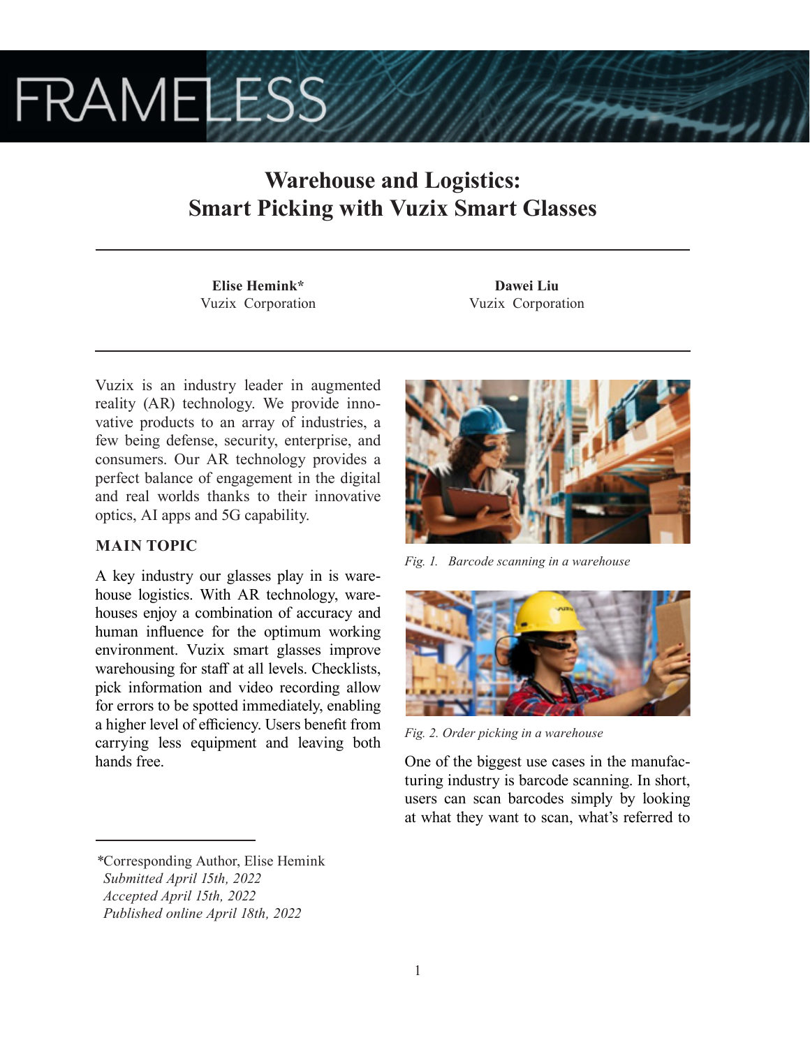# Warehouse and Logistics: Smart Picking with Vuzix Smart Glasses

**Elise Hemink***
Vuzix Corporation

**Dawei Liu**
Vuzix Corporation

Vuzix is an industry leader in augmented reality (AR) technology. We provide innovative products to an array of industries, a few being defense, security, enterprise, and consumers. Our AR technology provides a perfect balance of engagement in the digital and real worlds thanks to their innovative optics, AI apps and 5G capability.

## MAIN TOPIC

A key industry our glasses play in is warehouse logistics. With AR technology, warehouses enjoy a combination of accuracy and human influence for the optimum working environment. Vuzix smart glasses improve warehousing for staff at all levels. Checklists, pick information and video recording allow for errors to be spotted immediately, enabling a higher level of efficiency. Users benefit from carrying less equipment and leaving both hands free.

*Fig. 1. Barcode scanning in a warehouse*

*Fig. 2. Order picking in a warehouse*

One of the biggest use cases in the manufacturing industry is barcode scanning. In short, users can scan barcodes simply by looking at what they want to scan, what's referred to

*Corresponding Author, Elise Hemink
*Submitted April 15th, 2022*
*Accepted April 15th, 2022*
*Published online April 18th, 2022*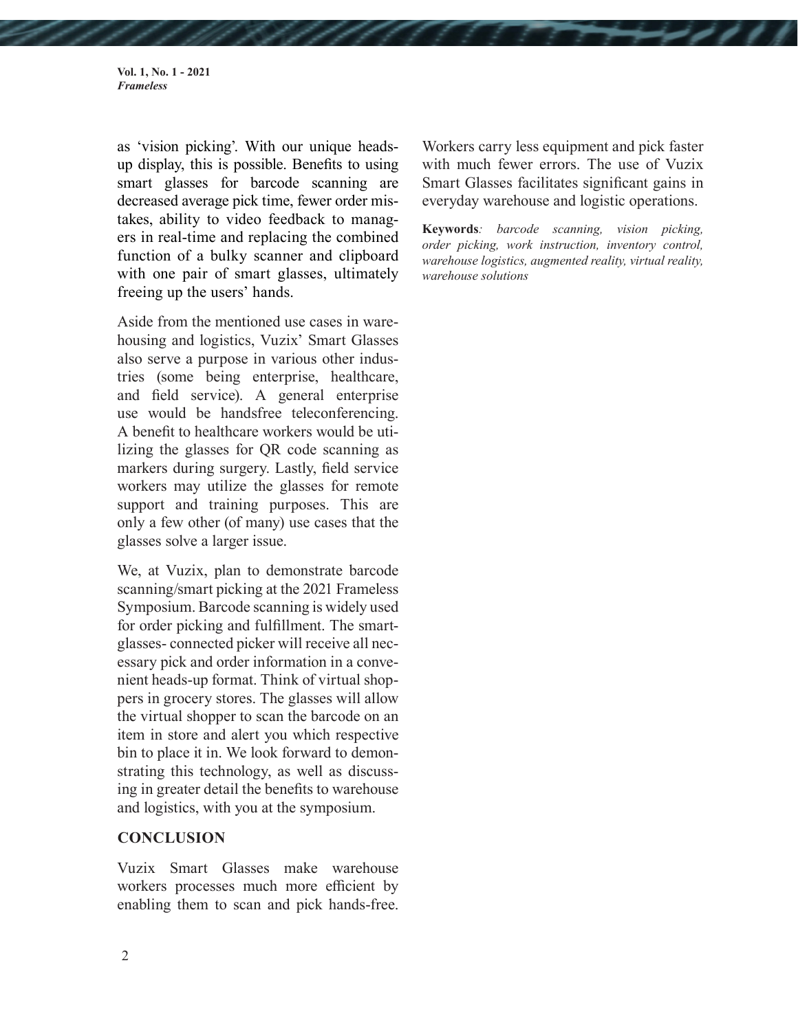as 'vision picking'. With our unique heads-up display, this is possible. Benefits to using smart glasses for barcode scanning are decreased average pick time, fewer order mistakes, ability to video feedback to managers in real-time and replacing the combined function of a bulky scanner and clipboard with one pair of smart glasses, ultimately freeing up the users' hands.

Aside from the mentioned use cases in warehousing and logistics, Vuzix' Smart Glasses also serve a purpose in various other industries (some being enterprise, healthcare, and field service). A general enterprise use would be handsfree teleconferencing. A benefit to healthcare workers would be utilizing the glasses for QR code scanning as markers during surgery. Lastly, field service workers may utilize the glasses for remote support and training purposes. This are only a few other (of many) use cases that the glasses solve a larger issue.

We, at Vuzix, plan to demonstrate barcode scanning/smart picking at the 2021 Frameless Symposium. Barcode scanning is widely used for order picking and fulfillment. The smart-glasses- connected picker will receive all necessary pick and order information in a convenient heads-up format. Think of virtual shoppers in grocery stores. The glasses will allow the virtual shopper to scan the barcode on an item in store and alert you which respective bin to place it in. We look forward to demonstrating this technology, as well as discussing in greater detail the benefits to warehouse and logistics, with you at the symposium.

## CONCLUSION

Vuzix Smart Glasses make warehouse workers processes much more efficient by enabling them to scan and pick hands-free. Workers carry less equipment and pick faster with much fewer errors. The use of Vuzix Smart Glasses facilitates significant gains in everyday warehouse and logistic operations.

**Keywords***: barcode scanning, vision picking, order picking, work instruction, inventory control, warehouse logistics, augmented reality, virtual reality, warehouse solutions*